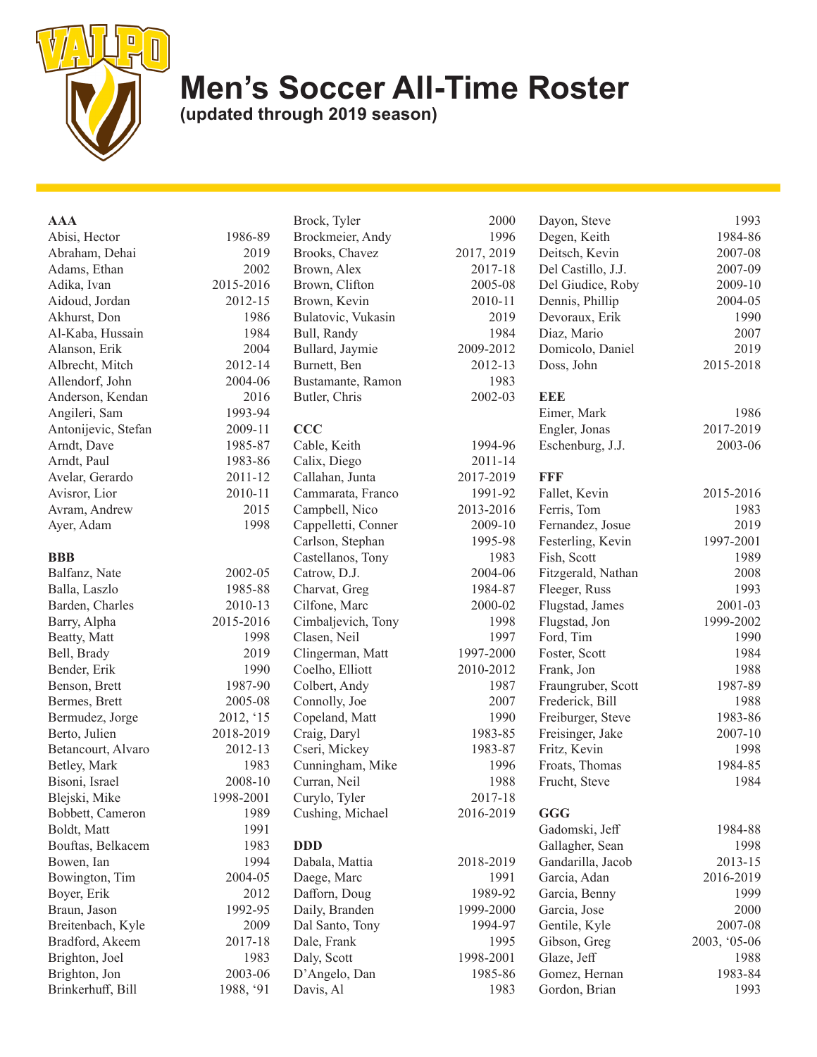# Men's Soccer All-Time Roster

**(updated through 2019 season)**

### AAA

| Name | Years |
|---|---|
| Abisi, Hector | 1986-89 |
| Abraham, Dehai | 2019 |
| Adams, Ethan | 2002 |
| Adika, Ivan | 2015-2016 |
| Aidoud, Jordan | 2012-15 |
| Akhurst, Don | 1986 |
| Al-Kaba, Hussain | 1984 |
| Alanson, Erik | 2004 |
| Albrecht, Mitch | 2012-14 |
| Allendorf, John | 2004-06 |
| Anderson, Kendan | 2016 |
| Angileri, Sam | 1993-94 |
| Antonijevic, Stefan | 2009-11 |
| Arndt, Dave | 1985-87 |
| Arndt, Paul | 1983-86 |
| Avelar, Gerardo | 2011-12 |
| Avisror, Lior | 2010-11 |
| Avram, Andrew | 2015 |
| Ayer, Adam | 1998 |

### BBB

| Name | Years |
|---|---|
| Balfanz, Nate | 2002-05 |
| Balla, Laszlo | 1985-88 |
| Barden, Charles | 2010-13 |
| Barry, Alpha | 2015-2016 |
| Beatty, Matt | 1998 |
| Bell, Brady | 2019 |
| Bender, Erik | 1990 |
| Benson, Brett | 1987-90 |
| Bermes, Brett | 2005-08 |
| Bermudez, Jorge | 2012, '15 |
| Berto, Julien | 2018-2019 |
| Betancourt, Alvaro | 2012-13 |
| Betley, Mark | 1983 |
| Bisoni, Israel | 2008-10 |
| Blejski, Mike | 1998-2001 |
| Bobbett, Cameron | 1989 |
| Boldt, Matt | 1991 |
| Bouftas, Belkacem | 1983 |
| Bowen, Ian | 1994 |
| Bowington, Tim | 2004-05 |
| Boyer, Erik | 2012 |
| Braun, Jason | 1992-95 |
| Breitenbach, Kyle | 2009 |
| Bradford, Akeem | 2017-18 |
| Brighton, Joel | 1983 |
| Brighton, Jon | 2003-06 |
| Brinkerhuff, Bill | 1988, '91 |
| Brock, Tyler | 2000 |
| Brockmeier, Andy | 1996 |
| Brooks, Chavez | 2017, 2019 |
| Brown, Alex | 2017-18 |
| Brown, Clifton | 2005-08 |
| Brown, Kevin | 2010-11 |
| Bulatovic, Vukasin | 2019 |
| Bull, Randy | 1984 |
| Bullard, Jaymie | 2009-2012 |
| Burnett, Ben | 2012-13 |
| Bustamante, Ramon | 1983 |
| Butler, Chris | 2002-03 |

### CCC

| Name | Years |
|---|---|
| Cable, Keith | 1994-96 |
| Calix, Diego | 2011-14 |
| Callahan, Junta | 2017-2019 |
| Cammarata, Franco | 1991-92 |
| Campbell, Nico | 2013-2016 |
| Cappelletti, Conner | 2009-10 |
| Carlson, Stephan | 1995-98 |
| Castellanos, Tony | 1983 |
| Catrow, D.J. | 2004-06 |
| Charvat, Greg | 1984-87 |
| Cilfone, Marc | 2000-02 |
| Cimbaljevich, Tony | 1998 |
| Clasen, Neil | 1997 |
| Clingerman, Matt | 1997-2000 |
| Coelho, Elliott | 2010-2012 |
| Colbert, Andy | 1987 |
| Connolly, Joe | 2007 |
| Copeland, Matt | 1990 |
| Craig, Daryl | 1983-85 |
| Cseri, Mickey | 1983-87 |
| Cunningham, Mike | 1996 |
| Curran, Neil | 1988 |
| Curylo, Tyler | 2017-18 |
| Cushing, Michael | 2016-2019 |

### DDD

| Name | Years |
|---|---|
| Dabala, Mattia | 2018-2019 |
| Daege, Marc | 1991 |
| Dafforn, Doug | 1989-92 |
| Daily, Branden | 1999-2000 |
| Dal Santo, Tony | 1994-97 |
| Dale, Frank | 1995 |
| Daly, Scott | 1998-2001 |
| D'Angelo, Dan | 1985-86 |
| Davis, Al | 1983 |
| Dayon, Steve | 1993 |
| Degen, Keith | 1984-86 |
| Deitsch, Kevin | 2007-08 |
| Del Castillo, J.J. | 2007-09 |
| Del Giudice, Roby | 2009-10 |
| Dennis, Phillip | 2004-05 |
| Devoraux, Erik | 1990 |
| Diaz, Mario | 2007 |
| Domicolo, Daniel | 2019 |
| Doss, John | 2015-2018 |

### EEE

| Name | Years |
|---|---|
| Eimer, Mark | 1986 |
| Engler, Jonas | 2017-2019 |
| Eschenburg, J.J. | 2003-06 |

### FFF

| Name | Years |
|---|---|
| Fallet, Kevin | 2015-2016 |
| Ferris, Tom | 1983 |
| Fernandez, Josue | 2019 |
| Festerling, Kevin | 1997-2001 |
| Fish, Scott | 1989 |
| Fitzgerald, Nathan | 2008 |
| Fleeger, Russ | 1993 |
| Flugstad, James | 2001-03 |
| Flugstad, Jon | 1999-2002 |
| Ford, Tim | 1990 |
| Foster, Scott | 1984 |
| Frank, Jon | 1988 |
| Fraungruber, Scott | 1987-89 |
| Frederick, Bill | 1988 |
| Freiburger, Steve | 1983-86 |
| Freisinger, Jake | 2007-10 |
| Fritz, Kevin | 1998 |
| Froats, Thomas | 1984-85 |
| Frucht, Steve | 1984 |

### GGG

| Name | Years |
|---|---|
| Gadomski, Jeff | 1984-88 |
| Gallagher, Sean | 1998 |
| Gandarilla, Jacob | 2013-15 |
| Garcia, Adan | 2016-2019 |
| Garcia, Benny | 1999 |
| Garcia, Jose | 2000 |
| Gentile, Kyle | 2007-08 |
| Gibson, Greg | 2003, '05-06 |
| Glaze, Jeff | 1988 |
| Gomez, Hernan | 1983-84 |
| Gordon, Brian | 1993 |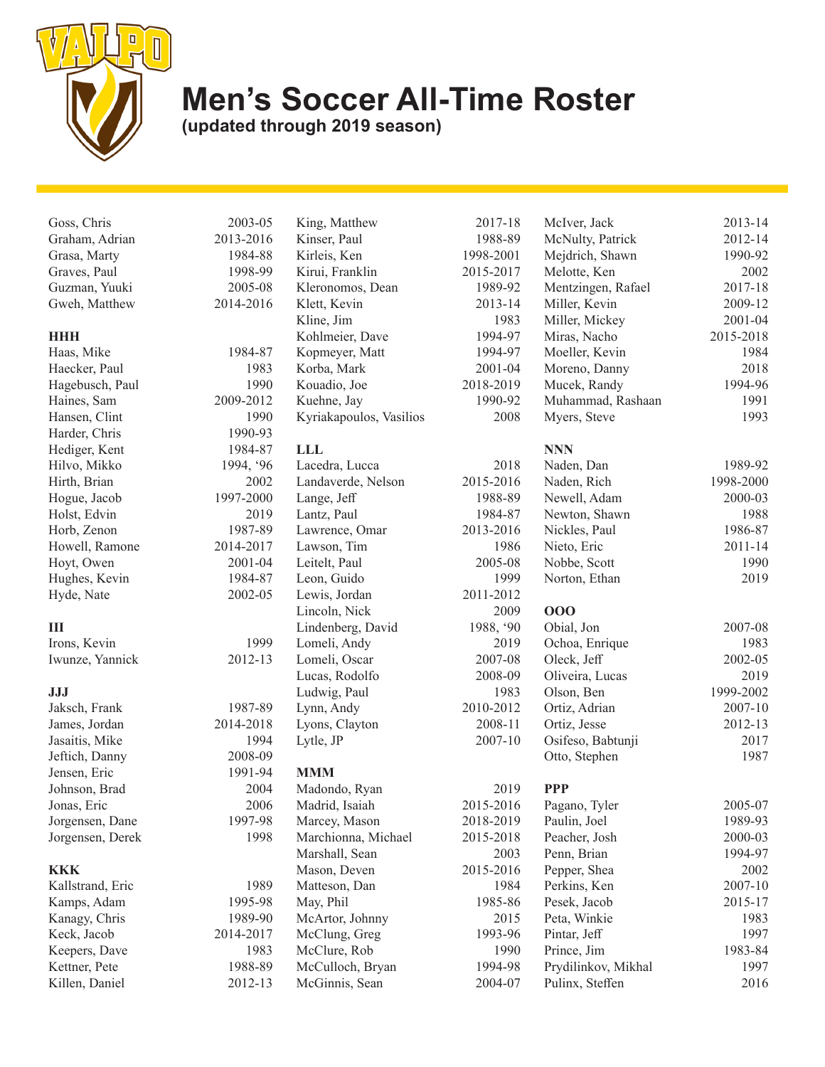# Men's Soccer All-Time Roster

**(updated through 2019 season)**

| Name | Years |
|---|---|
| Goss, Chris | 2003-05 |
| Graham, Adrian | 2013-2016 |
| Grasa, Marty | 1984-88 |
| Graves, Paul | 1998-99 |
| Guzman, Yuuki | 2005-08 |
| Gweh, Matthew | 2014-2016 |

**HHH**

| Name | Years |
|---|---|
| Haas, Mike | 1984-87 |
| Haecker, Paul | 1983 |
| Hagebusch, Paul | 1990 |
| Haines, Sam | 2009-2012 |
| Hansen, Clint | 1990 |
| Harder, Chris | 1990-93 |
| Hediger, Kent | 1984-87 |
| Hilvo, Mikko | 1994, '96 |
| Hirth, Brian | 2002 |
| Hogue, Jacob | 1997-2000 |
| Holst, Edvin | 2019 |
| Horb, Zenon | 1987-89 |
| Howell, Ramone | 2014-2017 |
| Hoyt, Owen | 2001-04 |
| Hughes, Kevin | 1984-87 |
| Hyde, Nate | 2002-05 |

**III**

| Name | Years |
|---|---|
| Irons, Kevin | 1999 |
| Iwunze, Yannick | 2012-13 |

**JJJ**

| Name | Years |
|---|---|
| Jaksch, Frank | 1987-89 |
| James, Jordan | 2014-2018 |
| Jasaitis, Mike | 1994 |
| Jeftich, Danny | 2008-09 |
| Jensen, Eric | 1991-94 |
| Johnson, Brad | 2004 |
| Jonas, Eric | 2006 |
| Jorgensen, Dane | 1997-98 |
| Jorgensen, Derek | 1998 |

**KKK**

| Name | Years |
|---|---|
| Kallstrand, Eric | 1989 |
| Kamps, Adam | 1995-98 |
| Kanagy, Chris | 1989-90 |
| Keck, Jacob | 2014-2017 |
| Keepers, Dave | 1983 |
| Kettner, Pete | 1988-89 |
| Killen, Daniel | 2012-13 |
| King, Matthew | 2017-18 |
| Kinser, Paul | 1988-89 |
| Kirleis, Ken | 1998-2001 |
| Kirui, Franklin | 2015-2017 |
| Kleronomos, Dean | 1989-92 |
| Klett, Kevin | 2013-14 |
| Kline, Jim | 1983 |
| Kohlmeier, Dave | 1994-97 |
| Kopmeyer, Matt | 1994-97 |
| Korba, Mark | 2001-04 |
| Kouadio, Joe | 2018-2019 |
| Kuehne, Jay | 1990-92 |
| Kyriakapoulos, Vasilios | 2008 |

**LLL**

| Name | Years |
|---|---|
| Lacedra, Lucca | 2018 |
| Landaverde, Nelson | 2015-2016 |
| Lange, Jeff | 1988-89 |
| Lantz, Paul | 1984-87 |
| Lawrence, Omar | 2013-2016 |
| Lawson, Tim | 1986 |
| Leitelt, Paul | 2005-08 |
| Leon, Guido | 1999 |
| Lewis, Jordan | 2011-2012 |
| Lincoln, Nick | 2009 |
| Lindenberg, David | 1988, '90 |
| Lomeli, Andy | 2019 |
| Lomeli, Oscar | 2007-08 |
| Lucas, Rodolfo | 2008-09 |
| Ludwig, Paul | 1983 |
| Lynn, Andy | 2010-2012 |
| Lyons, Clayton | 2008-11 |
| Lytle, JP | 2007-10 |

**MMM**

| Name | Years |
|---|---|
| Madondo, Ryan | 2019 |
| Madrid, Isaiah | 2015-2016 |
| Marcey, Mason | 2018-2019 |
| Marchionna, Michael | 2015-2018 |
| Marshall, Sean | 2003 |
| Mason, Deven | 2015-2016 |
| Matteson, Dan | 1984 |
| May, Phil | 1985-86 |
| McArtor, Johnny | 2015 |
| McClung, Greg | 1993-96 |
| McClure, Rob | 1990 |
| McCulloch, Bryan | 1994-98 |
| McGinnis, Sean | 2004-07 |
| McIver, Jack | 2013-14 |
| McNulty, Patrick | 2012-14 |
| Mejdrich, Shawn | 1990-92 |
| Melotte, Ken | 2002 |
| Mentzingen, Rafael | 2017-18 |
| Miller, Kevin | 2009-12 |
| Miller, Mickey | 2001-04 |
| Miras, Nacho | 2015-2018 |
| Moeller, Kevin | 1984 |
| Moreno, Danny | 2018 |
| Mucek, Randy | 1994-96 |
| Muhammad, Rashaan | 1991 |
| Myers, Steve | 1993 |

**NNN**

| Name | Years |
|---|---|
| Naden, Dan | 1989-92 |
| Naden, Rich | 1998-2000 |
| Newell, Adam | 2000-03 |
| Newton, Shawn | 1988 |
| Nickles, Paul | 1986-87 |
| Nieto, Eric | 2011-14 |
| Nobbe, Scott | 1990 |
| Norton, Ethan | 2019 |

**OOO**

| Name | Years |
|---|---|
| Obial, Jon | 2007-08 |
| Ochoa, Enrique | 1983 |
| Oleck, Jeff | 2002-05 |
| Oliveira, Lucas | 2019 |
| Olson, Ben | 1999-2002 |
| Ortiz, Adrian | 2007-10 |
| Ortiz, Jesse | 2012-13 |
| Osifeso, Babtunji | 2017 |
| Otto, Stephen | 1987 |

**PPP**

| Name | Years |
|---|---|
| Pagano, Tyler | 2005-07 |
| Paulin, Joel | 1989-93 |
| Peacher, Josh | 2000-03 |
| Penn, Brian | 1994-97 |
| Pepper, Shea | 2002 |
| Perkins, Ken | 2007-10 |
| Pesek, Jacob | 2015-17 |
| Peta, Winkie | 1983 |
| Pintar, Jeff | 1997 |
| Prince, Jim | 1983-84 |
| Prydilinkov, Mikhal | 1997 |
| Pulinx, Steffen | 2016 |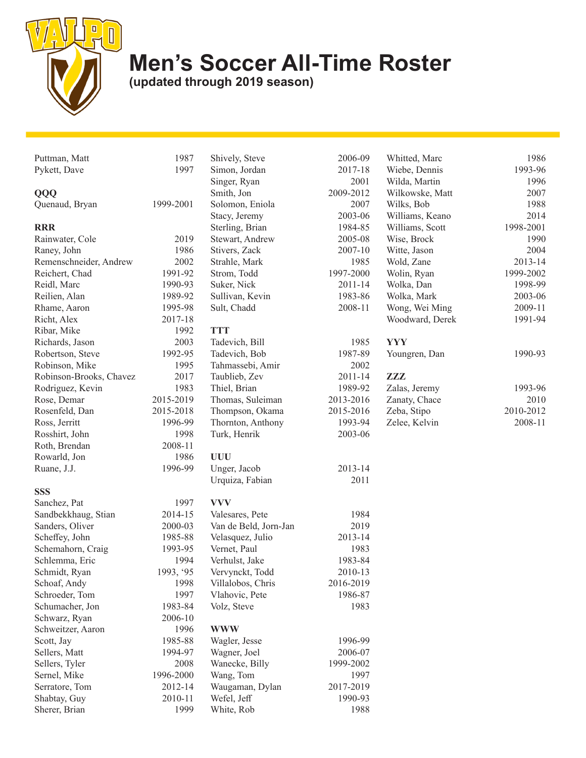# Men's Soccer All-Time Roster

**(updated through 2019 season)**

| | |
|---|---|
| Puttman, Matt | 1987 |
| Pykett, Dave | 1997 |

**QQQ**

| | |
|---|---|
| Quenaud, Bryan | 1999-2001 |

**RRR**

| | |
|---|---|
| Rainwater, Cole | 2019 |
| Raney, John | 1986 |
| Remenschneider, Andrew | 2002 |
| Reichert, Chad | 1991-92 |
| Reidl, Marc | 1990-93 |
| Reilien, Alan | 1989-92 |
| Rhame, Aaron | 1995-98 |
| Richt, Alex | 2017-18 |
| Ribar, Mike | 1992 |
| Richards, Jason | 2003 |
| Robertson, Steve | 1992-95 |
| Robinson, Mike | 1995 |
| Robinson-Brooks, Chavez | 2017 |
| Rodriguez, Kevin | 1983 |
| Rose, Demar | 2015-2019 |
| Rosenfeld, Dan | 2015-2018 |
| Ross, Jerritt | 1996-99 |
| Rosshirt, John | 1998 |
| Roth, Brendan | 2008-11 |
| Rowarld, Jon | 1986 |
| Ruane, J.J. | 1996-99 |

**SSS**

| | |
|---|---|
| Sanchez, Pat | 1997 |
| Sandbekkhaug, Stian | 2014-15 |
| Sanders, Oliver | 2000-03 |
| Scheffey, John | 1985-88 |
| Schemahorn, Craig | 1993-95 |
| Schlemma, Eric | 1994 |
| Schmidt, Ryan | 1993, '95 |
| Schoaf, Andy | 1998 |
| Schroeder, Tom | 1997 |
| Schumacher, Jon | 1983-84 |
| Schwarz, Ryan | 2006-10 |
| Schweitzer, Aaron | 1996 |
| Scott, Jay | 1985-88 |
| Sellers, Matt | 1994-97 |
| Sellers, Tyler | 2008 |
| Sernel, Mike | 1996-2000 |
| Serratore, Tom | 2012-14 |
| Shabtay, Guy | 2010-11 |
| Sherer, Brian | 1999 |
| Shively, Steve | 2006-09 |
| Simon, Jordan | 2017-18 |
| Singer, Ryan | 2001 |
| Smith, Jon | 2009-2012 |
| Solomon, Eniola | 2007 |
| Stacy, Jeremy | 2003-06 |
| Sterling, Brian | 1984-85 |
| Stewart, Andrew | 2005-08 |
| Stivers, Zack | 2007-10 |
| Strahle, Mark | 1985 |
| Strom, Todd | 1997-2000 |
| Suker, Nick | 2011-14 |
| Sullivan, Kevin | 1983-86 |
| Sult, Chadd | 2008-11 |

**TTT**

| | |
|---|---|
| Tadevich, Bill | 1985 |
| Tadevich, Bob | 1987-89 |
| Tahmassebi, Amir | 2002 |
| Taublieb, Zev | 2011-14 |
| Thiel, Brian | 1989-92 |
| Thomas, Suleiman | 2013-2016 |
| Thompson, Okama | 2015-2016 |
| Thornton, Anthony | 1993-94 |
| Turk, Henrik | 2003-06 |

**UUU**

| | |
|---|---|
| Unger, Jacob | 2013-14 |
| Urquiza, Fabian | 2011 |

**VVV**

| | |
|---|---|
| Valesares, Pete | 1984 |
| Van de Beld, Jorn-Jan | 2019 |
| Velasquez, Julio | 2013-14 |
| Vernet, Paul | 1983 |
| Verhulst, Jake | 1983-84 |
| Vervynckt, Todd | 2010-13 |
| Villalobos, Chris | 2016-2019 |
| Vlahovic, Pete | 1986-87 |
| Volz, Steve | 1983 |

**WWW**

| | |
|---|---|
| Wagler, Jesse | 1996-99 |
| Wagner, Joel | 2006-07 |
| Wanecke, Billy | 1999-2002 |
| Wang, Tom | 1997 |
| Waugaman, Dylan | 2017-2019 |
| Wefel, Jeff | 1990-93 |
| White, Rob | 1988 |
| Whitted, Marc | 1986 |
| Wiebe, Dennis | 1993-96 |
| Wilda, Martin | 1996 |
| Wilkowske, Matt | 2007 |
| Wilks, Bob | 1988 |
| Williams, Keano | 2014 |
| Williams, Scott | 1998-2001 |
| Wise, Brock | 1990 |
| Witte, Jason | 2004 |
| Wold, Zane | 2013-14 |
| Wolin, Ryan | 1999-2002 |
| Wolka, Dan | 1998-99 |
| Wolka, Mark | 2003-06 |
| Wong, Wei Ming | 2009-11 |
| Woodward, Derek | 1991-94 |

**YYY**

| | |
|---|---|
| Youngren, Dan | 1990-93 |

**ZZZ**

| | |
|---|---|
| Zalas, Jeremy | 1993-96 |
| Zanaty, Chace | 2010 |
| Zeba, Stipo | 2010-2012 |
| Zelee, Kelvin | 2008-11 |